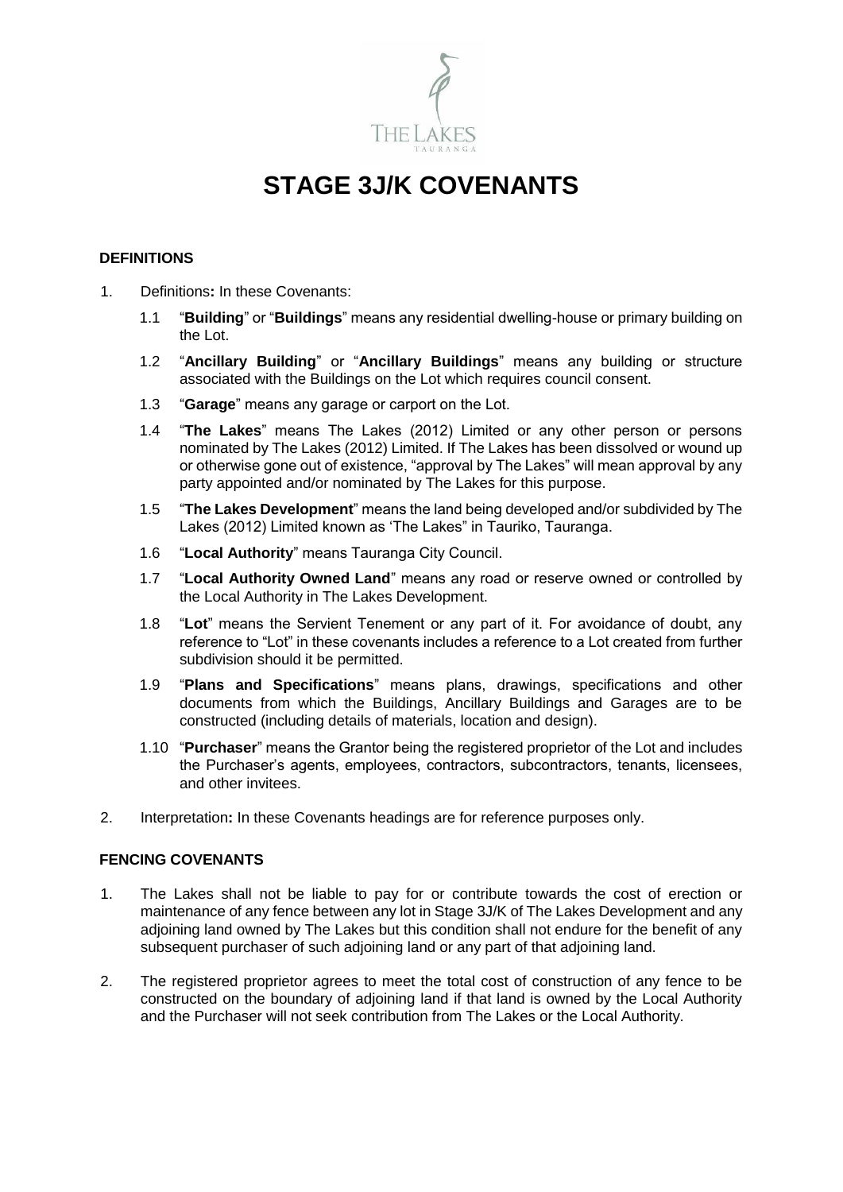# STAGE 3J/K COVENANTS

## DEFINITIONS

1. Definitions**:** In these Covenants:

   1.1 "**Building**" or "**Buildings**" means any residential dwelling-house or primary building on the Lot.

   1.2 "**Ancillary Building**" or "**Ancillary Buildings**" means any building or structure associated with the Buildings on the Lot which requires council consent.

   1.3 "**Garage**" means any garage or carport on the Lot.

   1.4 "**The Lakes**" means The Lakes (2012) Limited or any other person or persons nominated by The Lakes (2012) Limited. If The Lakes has been dissolved or wound up or otherwise gone out of existence, "approval by The Lakes" will mean approval by any party appointed and/or nominated by The Lakes for this purpose.

   1.5 "**The Lakes Development**" means the land being developed and/or subdivided by The Lakes (2012) Limited known as 'The Lakes" in Tauriko, Tauranga.

   1.6 "**Local Authority**" means Tauranga City Council.

   1.7 "**Local Authority Owned Land**" means any road or reserve owned or controlled by the Local Authority in The Lakes Development.

   1.8 "**Lot**" means the Servient Tenement or any part of it. For avoidance of doubt, any reference to "Lot" in these covenants includes a reference to a Lot created from further subdivision should it be permitted.

   1.9 "**Plans and Specifications**" means plans, drawings, specifications and other documents from which the Buildings, Ancillary Buildings and Garages are to be constructed (including details of materials, location and design).

   1.10 "**Purchaser**" means the Grantor being the registered proprietor of the Lot and includes the Purchaser's agents, employees, contractors, subcontractors, tenants, licensees, and other invitees.

2. Interpretation**:** In these Covenants headings are for reference purposes only.

## FENCING COVENANTS

1. The Lakes shall not be liable to pay for or contribute towards the cost of erection or maintenance of any fence between any lot in Stage 3J/K of The Lakes Development and any adjoining land owned by The Lakes but this condition shall not endure for the benefit of any subsequent purchaser of such adjoining land or any part of that adjoining land.

2. The registered proprietor agrees to meet the total cost of construction of any fence to be constructed on the boundary of adjoining land if that land is owned by the Local Authority and the Purchaser will not seek contribution from The Lakes or the Local Authority.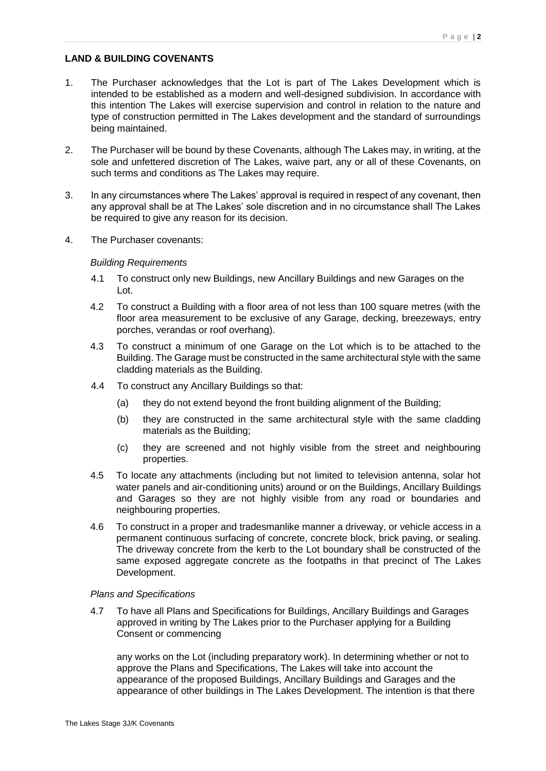## LAND & BUILDING COVENANTS

1. The Purchaser acknowledges that the Lot is part of The Lakes Development which is intended to be established as a modern and well-designed subdivision. In accordance with this intention The Lakes will exercise supervision and control in relation to the nature and type of construction permitted in The Lakes development and the standard of surroundings being maintained.

2. The Purchaser will be bound by these Covenants, although The Lakes may, in writing, at the sole and unfettered discretion of The Lakes, waive part, any or all of these Covenants, on such terms and conditions as The Lakes may require.

3. In any circumstances where The Lakes' approval is required in respect of any covenant, then any approval shall be at The Lakes' sole discretion and in no circumstance shall The Lakes be required to give any reason for its decision.

4. The Purchaser covenants:

   *Building Requirements*

   4.1 To construct only new Buildings, new Ancillary Buildings and new Garages on the Lot.

   4.2 To construct a Building with a floor area of not less than 100 square metres (with the floor area measurement to be exclusive of any Garage, decking, breezeways, entry porches, verandas or roof overhang).

   4.3 To construct a minimum of one Garage on the Lot which is to be attached to the Building. The Garage must be constructed in the same architectural style with the same cladding materials as the Building.

   4.4 To construct any Ancillary Buildings so that:

   (a) they do not extend beyond the front building alignment of the Building;

   (b) they are constructed in the same architectural style with the same cladding materials as the Building;

   (c) they are screened and not highly visible from the street and neighbouring properties.

   4.5 To locate any attachments (including but not limited to television antenna, solar hot water panels and air-conditioning units) around or on the Buildings, Ancillary Buildings and Garages so they are not highly visible from any road or boundaries and neighbouring properties.

   4.6 To construct in a proper and tradesmanlike manner a driveway, or vehicle access in a permanent continuous surfacing of concrete, concrete block, brick paving, or sealing. The driveway concrete from the kerb to the Lot boundary shall be constructed of the same exposed aggregate concrete as the footpaths in that precinct of The Lakes Development.

   *Plans and Specifications*

   4.7 To have all Plans and Specifications for Buildings, Ancillary Buildings and Garages approved in writing by The Lakes prior to the Purchaser applying for a Building Consent or commencing

   any works on the Lot (including preparatory work). In determining whether or not to approve the Plans and Specifications, The Lakes will take into account the appearance of the proposed Buildings, Ancillary Buildings and Garages and the appearance of other buildings in The Lakes Development. The intention is that there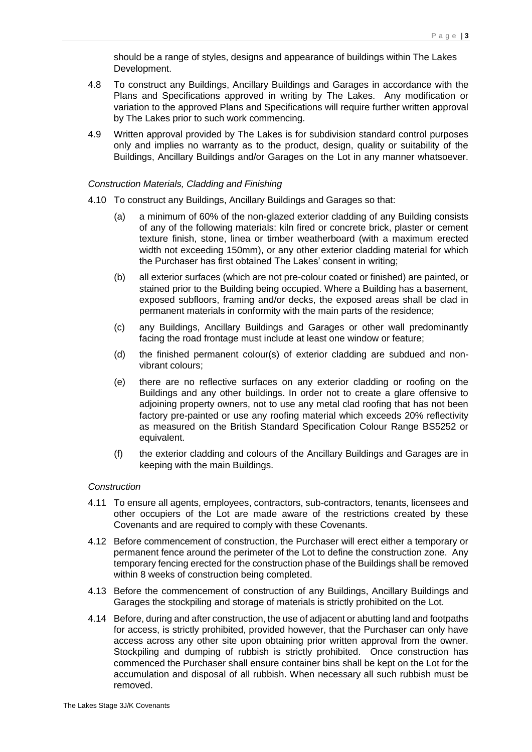should be a range of styles, designs and appearance of buildings within The Lakes Development.

4.8 To construct any Buildings, Ancillary Buildings and Garages in accordance with the Plans and Specifications approved in writing by The Lakes. Any modification or variation to the approved Plans and Specifications will require further written approval by The Lakes prior to such work commencing.

4.9 Written approval provided by The Lakes is for subdivision standard control purposes only and implies no warranty as to the product, design, quality or suitability of the Buildings, Ancillary Buildings and/or Garages on the Lot in any manner whatsoever.

*Construction Materials, Cladding and Finishing*

4.10 To construct any Buildings, Ancillary Buildings and Garages so that:

(a) a minimum of 60% of the non-glazed exterior cladding of any Building consists of any of the following materials: kiln fired or concrete brick, plaster or cement texture finish, stone, linea or timber weatherboard (with a maximum erected width not exceeding 150mm), or any other exterior cladding material for which the Purchaser has first obtained The Lakes' consent in writing;

(b) all exterior surfaces (which are not pre-colour coated or finished) are painted, or stained prior to the Building being occupied. Where a Building has a basement, exposed subfloors, framing and/or decks, the exposed areas shall be clad in permanent materials in conformity with the main parts of the residence;

(c) any Buildings, Ancillary Buildings and Garages or other wall predominantly facing the road frontage must include at least one window or feature;

(d) the finished permanent colour(s) of exterior cladding are subdued and non-vibrant colours;

(e) there are no reflective surfaces on any exterior cladding or roofing on the Buildings and any other buildings. In order not to create a glare offensive to adjoining property owners, not to use any metal clad roofing that has not been factory pre-painted or use any roofing material which exceeds 20% reflectivity as measured on the British Standard Specification Colour Range BS5252 or equivalent.

(f) the exterior cladding and colours of the Ancillary Buildings and Garages are in keeping with the main Buildings.

*Construction*

4.11 To ensure all agents, employees, contractors, sub-contractors, tenants, licensees and other occupiers of the Lot are made aware of the restrictions created by these Covenants and are required to comply with these Covenants.

4.12 Before commencement of construction, the Purchaser will erect either a temporary or permanent fence around the perimeter of the Lot to define the construction zone. Any temporary fencing erected for the construction phase of the Buildings shall be removed within 8 weeks of construction being completed.

4.13 Before the commencement of construction of any Buildings, Ancillary Buildings and Garages the stockpiling and storage of materials is strictly prohibited on the Lot.

4.14 Before, during and after construction, the use of adjacent or abutting land and footpaths for access, is strictly prohibited, provided however, that the Purchaser can only have access across any other site upon obtaining prior written approval from the owner. Stockpiling and dumping of rubbish is strictly prohibited. Once construction has commenced the Purchaser shall ensure container bins shall be kept on the Lot for the accumulation and disposal of all rubbish. When necessary all such rubbish must be removed.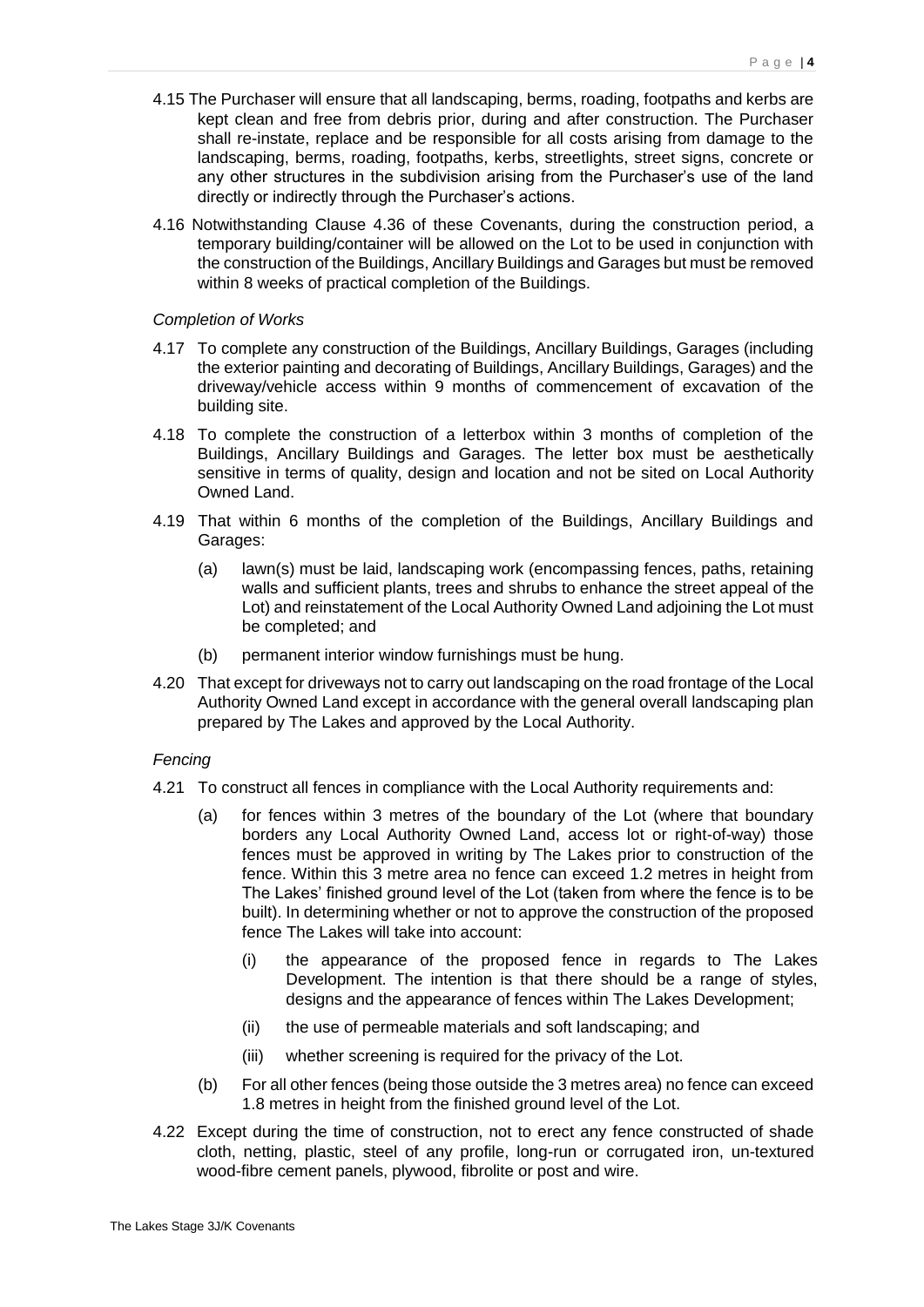4.15 The Purchaser will ensure that all landscaping, berms, roading, footpaths and kerbs are kept clean and free from debris prior, during and after construction. The Purchaser shall re-instate, replace and be responsible for all costs arising from damage to the landscaping, berms, roading, footpaths, kerbs, streetlights, street signs, concrete or any other structures in the subdivision arising from the Purchaser's use of the land directly or indirectly through the Purchaser's actions.

4.16 Notwithstanding Clause 4.36 of these Covenants, during the construction period, a temporary building/container will be allowed on the Lot to be used in conjunction with the construction of the Buildings, Ancillary Buildings and Garages but must be removed within 8 weeks of practical completion of the Buildings.

*Completion of Works*

4.17 To complete any construction of the Buildings, Ancillary Buildings, Garages (including the exterior painting and decorating of Buildings, Ancillary Buildings, Garages) and the driveway/vehicle access within 9 months of commencement of excavation of the building site.

4.18 To complete the construction of a letterbox within 3 months of completion of the Buildings, Ancillary Buildings and Garages. The letter box must be aesthetically sensitive in terms of quality, design and location and not be sited on Local Authority Owned Land.

4.19 That within 6 months of the completion of the Buildings, Ancillary Buildings and Garages:

(a) lawn(s) must be laid, landscaping work (encompassing fences, paths, retaining walls and sufficient plants, trees and shrubs to enhance the street appeal of the Lot) and reinstatement of the Local Authority Owned Land adjoining the Lot must be completed; and

(b) permanent interior window furnishings must be hung.

4.20 That except for driveways not to carry out landscaping on the road frontage of the Local Authority Owned Land except in accordance with the general overall landscaping plan prepared by The Lakes and approved by the Local Authority.

*Fencing*

4.21 To construct all fences in compliance with the Local Authority requirements and:

(a) for fences within 3 metres of the boundary of the Lot (where that boundary borders any Local Authority Owned Land, access lot or right-of-way) those fences must be approved in writing by The Lakes prior to construction of the fence. Within this 3 metre area no fence can exceed 1.2 metres in height from The Lakes' finished ground level of the Lot (taken from where the fence is to be built). In determining whether or not to approve the construction of the proposed fence The Lakes will take into account:

(i) the appearance of the proposed fence in regards to The Lakes Development. The intention is that there should be a range of styles, designs and the appearance of fences within The Lakes Development;

(ii) the use of permeable materials and soft landscaping; and

(iii) whether screening is required for the privacy of the Lot.

(b) For all other fences (being those outside the 3 metres area) no fence can exceed 1.8 metres in height from the finished ground level of the Lot.

4.22 Except during the time of construction, not to erect any fence constructed of shade cloth, netting, plastic, steel of any profile, long-run or corrugated iron, un-textured wood-fibre cement panels, plywood, fibrolite or post and wire.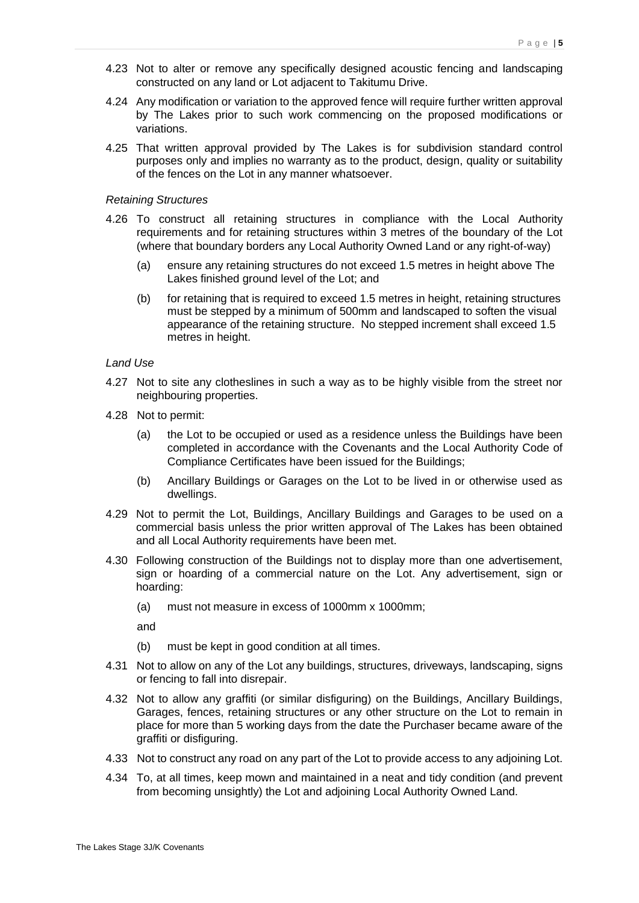4.23 Not to alter or remove any specifically designed acoustic fencing and landscaping constructed on any land or Lot adjacent to Takitumu Drive.

4.24 Any modification or variation to the approved fence will require further written approval by The Lakes prior to such work commencing on the proposed modifications or variations.

4.25 That written approval provided by The Lakes is for subdivision standard control purposes only and implies no warranty as to the product, design, quality or suitability of the fences on the Lot in any manner whatsoever.

*Retaining Structures*

4.26 To construct all retaining structures in compliance with the Local Authority requirements and for retaining structures within 3 metres of the boundary of the Lot (where that boundary borders any Local Authority Owned Land or any right-of-way)

   (a) ensure any retaining structures do not exceed 1.5 metres in height above The Lakes finished ground level of the Lot; and

   (b) for retaining that is required to exceed 1.5 metres in height, retaining structures must be stepped by a minimum of 500mm and landscaped to soften the visual appearance of the retaining structure. No stepped increment shall exceed 1.5 metres in height.

*Land Use*

4.27 Not to site any clotheslines in such a way as to be highly visible from the street nor neighbouring properties.

4.28 Not to permit:

   (a) the Lot to be occupied or used as a residence unless the Buildings have been completed in accordance with the Covenants and the Local Authority Code of Compliance Certificates have been issued for the Buildings;

   (b) Ancillary Buildings or Garages on the Lot to be lived in or otherwise used as dwellings.

4.29 Not to permit the Lot, Buildings, Ancillary Buildings and Garages to be used on a commercial basis unless the prior written approval of The Lakes has been obtained and all Local Authority requirements have been met.

4.30 Following construction of the Buildings not to display more than one advertisement, sign or hoarding of a commercial nature on the Lot. Any advertisement, sign or hoarding:

   (a) must not measure in excess of 1000mm x 1000mm;

   and

   (b) must be kept in good condition at all times.

4.31 Not to allow on any of the Lot any buildings, structures, driveways, landscaping, signs or fencing to fall into disrepair.

4.32 Not to allow any graffiti (or similar disfiguring) on the Buildings, Ancillary Buildings, Garages, fences, retaining structures or any other structure on the Lot to remain in place for more than 5 working days from the date the Purchaser became aware of the graffiti or disfiguring.

4.33 Not to construct any road on any part of the Lot to provide access to any adjoining Lot.

4.34 To, at all times, keep mown and maintained in a neat and tidy condition (and prevent from becoming unsightly) the Lot and adjoining Local Authority Owned Land.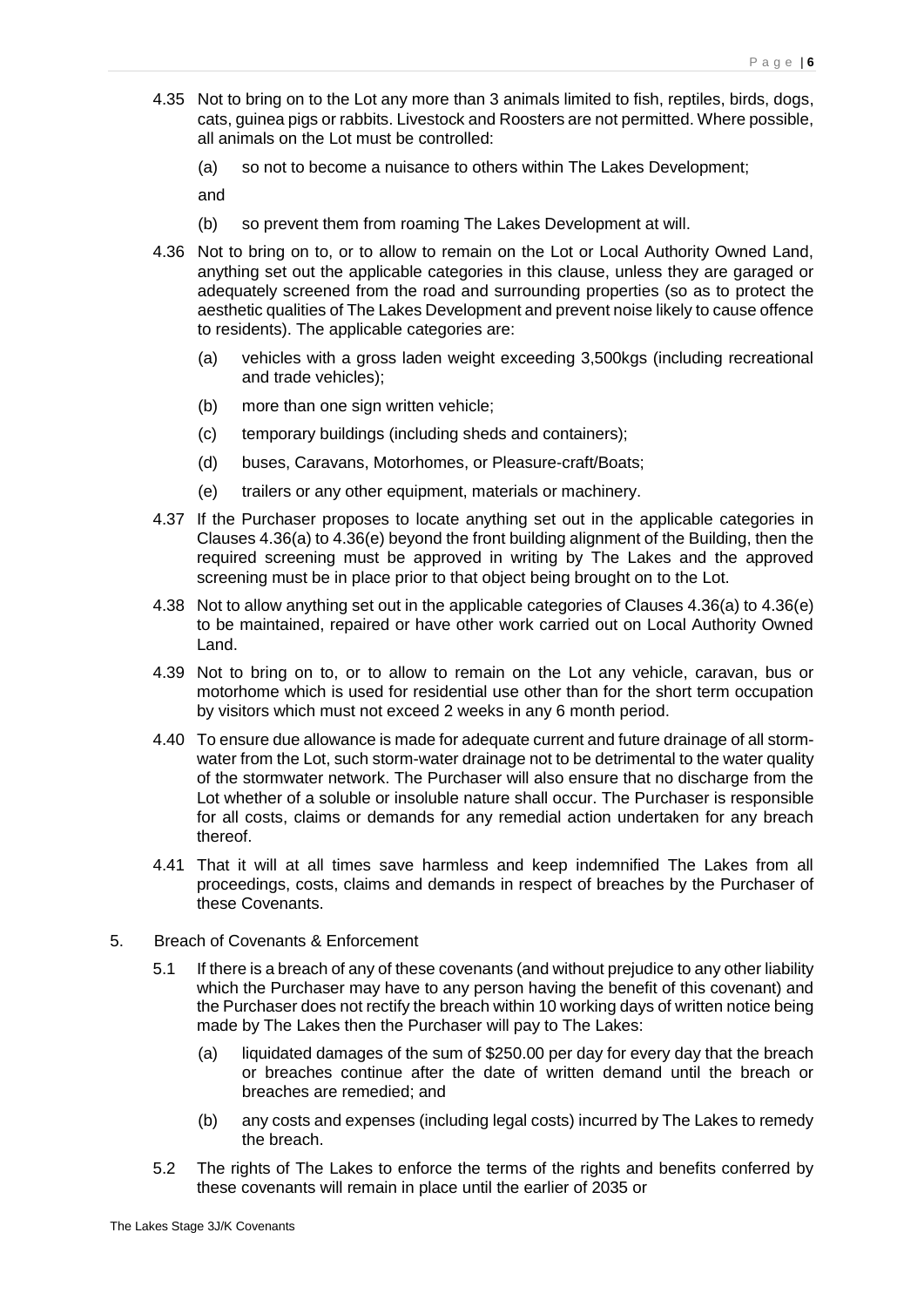4.35 Not to bring on to the Lot any more than 3 animals limited to fish, reptiles, birds, dogs, cats, guinea pigs or rabbits. Livestock and Roosters are not permitted. Where possible, all animals on the Lot must be controlled:

(a) so not to become a nuisance to others within The Lakes Development;

and

(b) so prevent them from roaming The Lakes Development at will.

4.36 Not to bring on to, or to allow to remain on the Lot or Local Authority Owned Land, anything set out the applicable categories in this clause, unless they are garaged or adequately screened from the road and surrounding properties (so as to protect the aesthetic qualities of The Lakes Development and prevent noise likely to cause offence to residents). The applicable categories are:

(a) vehicles with a gross laden weight exceeding 3,500kgs (including recreational and trade vehicles);

(b) more than one sign written vehicle;

(c) temporary buildings (including sheds and containers);

(d) buses, Caravans, Motorhomes, or Pleasure-craft/Boats;

(e) trailers or any other equipment, materials or machinery.

4.37 If the Purchaser proposes to locate anything set out in the applicable categories in Clauses 4.36(a) to 4.36(e) beyond the front building alignment of the Building, then the required screening must be approved in writing by The Lakes and the approved screening must be in place prior to that object being brought on to the Lot.

4.38 Not to allow anything set out in the applicable categories of Clauses 4.36(a) to 4.36(e) to be maintained, repaired or have other work carried out on Local Authority Owned Land.

4.39 Not to bring on to, or to allow to remain on the Lot any vehicle, caravan, bus or motorhome which is used for residential use other than for the short term occupation by visitors which must not exceed 2 weeks in any 6 month period.

4.40 To ensure due allowance is made for adequate current and future drainage of all storm-water from the Lot, such storm-water drainage not to be detrimental to the water quality of the stormwater network. The Purchaser will also ensure that no discharge from the Lot whether of a soluble or insoluble nature shall occur. The Purchaser is responsible for all costs, claims or demands for any remedial action undertaken for any breach thereof.

4.41 That it will at all times save harmless and keep indemnified The Lakes from all proceedings, costs, claims and demands in respect of breaches by the Purchaser of these Covenants.

5. Breach of Covenants & Enforcement

5.1 If there is a breach of any of these covenants (and without prejudice to any other liability which the Purchaser may have to any person having the benefit of this covenant) and the Purchaser does not rectify the breach within 10 working days of written notice being made by The Lakes then the Purchaser will pay to The Lakes:

(a) liquidated damages of the sum of $250.00 per day for every day that the breach or breaches continue after the date of written demand until the breach or breaches are remedied; and

(b) any costs and expenses (including legal costs) incurred by The Lakes to remedy the breach.

5.2 The rights of The Lakes to enforce the terms of the rights and benefits conferred by these covenants will remain in place until the earlier of 2035 or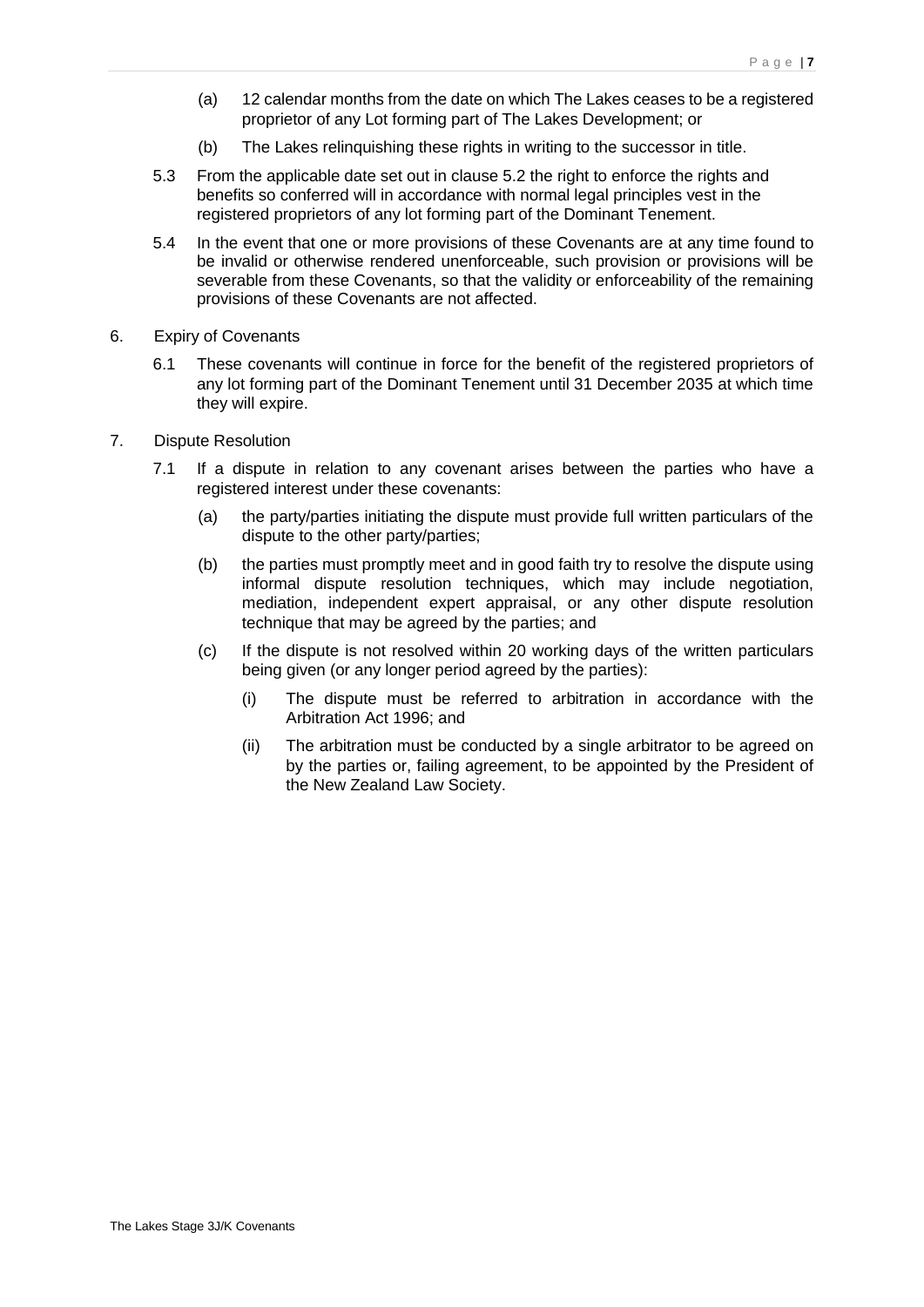(a) 12 calendar months from the date on which The Lakes ceases to be a registered proprietor of any Lot forming part of The Lakes Development; or

(b) The Lakes relinquishing these rights in writing to the successor in title.

5.3 From the applicable date set out in clause 5.2 the right to enforce the rights and benefits so conferred will in accordance with normal legal principles vest in the registered proprietors of any lot forming part of the Dominant Tenement.

5.4 In the event that one or more provisions of these Covenants are at any time found to be invalid or otherwise rendered unenforceable, such provision or provisions will be severable from these Covenants, so that the validity or enforceability of the remaining provisions of these Covenants are not affected.

6. Expiry of Covenants

6.1 These covenants will continue in force for the benefit of the registered proprietors of any lot forming part of the Dominant Tenement until 31 December 2035 at which time they will expire.

7. Dispute Resolution

7.1 If a dispute in relation to any covenant arises between the parties who have a registered interest under these covenants:

(a) the party/parties initiating the dispute must provide full written particulars of the dispute to the other party/parties;

(b) the parties must promptly meet and in good faith try to resolve the dispute using informal dispute resolution techniques, which may include negotiation, mediation, independent expert appraisal, or any other dispute resolution technique that may be agreed by the parties; and

(c) If the dispute is not resolved within 20 working days of the written particulars being given (or any longer period agreed by the parties):

(i) The dispute must be referred to arbitration in accordance with the Arbitration Act 1996; and

(ii) The arbitration must be conducted by a single arbitrator to be agreed on by the parties or, failing agreement, to be appointed by the President of the New Zealand Law Society.